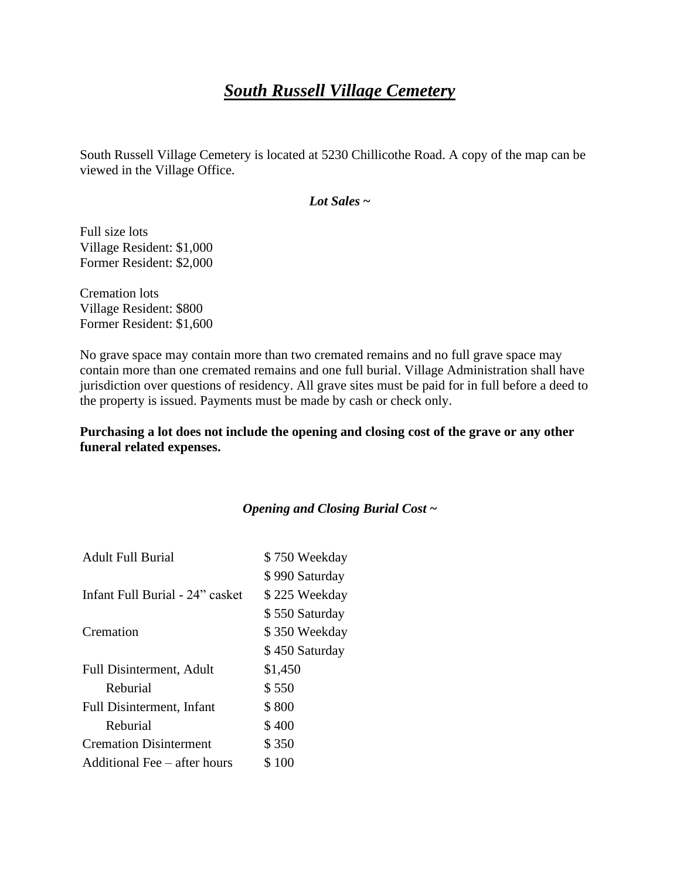# ***South Russell Village Cemetery***

South Russell Village Cemetery is located at 5230 Chillicothe Road. A copy of the map can be viewed in the Village Office.

***Lot Sales ~***

Full size lots
Village Resident: $1,000
Former Resident: $2,000

Cremation lots
Village Resident: $800
Former Resident: $1,600

No grave space may contain more than two cremated remains and no full grave space may contain more than one cremated remains and one full burial. Village Administration shall have jurisdiction over questions of residency. All grave sites must be paid for in full before a deed to the property is issued. Payments must be made by cash or check only.

**Purchasing a lot does not include the opening and closing cost of the grave or any other funeral related expenses.**

***Opening and Closing Burial Cost ~***

| | |
|---|---|
| Adult Full Burial | $ 750 Weekday |
| | $ 990 Saturday |
| Infant Full Burial - 24” casket | $ 225 Weekday |
| | $ 550 Saturday |
| Cremation | $ 350 Weekday |
| | $ 450 Saturday |
| Full Disinterment, Adult | $1,450 |
| Reburial | $ 550 |
| Full Disinterment, Infant | $ 800 |
| Reburial | $ 400 |
| Cremation Disinterment | $ 350 |
| Additional Fee – after hours | $ 100 |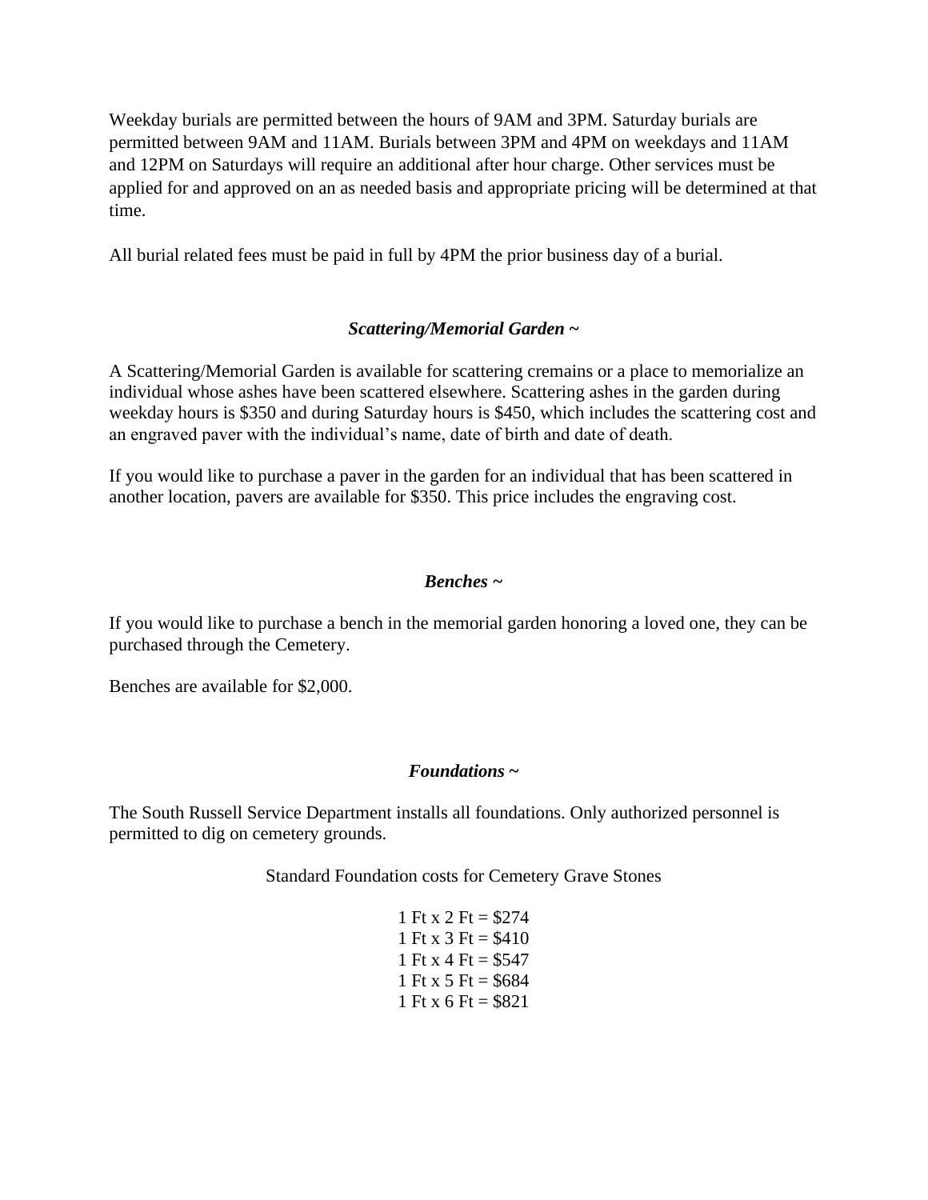Weekday burials are permitted between the hours of 9AM and 3PM. Saturday burials are permitted between 9AM and 11AM. Burials between 3PM and 4PM on weekdays and 11AM and 12PM on Saturdays will require an additional after hour charge. Other services must be applied for and approved on an as needed basis and appropriate pricing will be determined at that time.

All burial related fees must be paid in full by 4PM the prior business day of a burial.

### *Scattering/Memorial Garden ~*

A Scattering/Memorial Garden is available for scattering cremains or a place to memorialize an individual whose ashes have been scattered elsewhere. Scattering ashes in the garden during weekday hours is $350 and during Saturday hours is $450, which includes the scattering cost and an engraved paver with the individual's name, date of birth and date of death.

If you would like to purchase a paver in the garden for an individual that has been scattered in another location, pavers are available for $350. This price includes the engraving cost.

### *Benches ~*

If you would like to purchase a bench in the memorial garden honoring a loved one, they can be purchased through the Cemetery.

Benches are available for $2,000.

### *Foundations ~*

The South Russell Service Department installs all foundations. Only authorized personnel is permitted to dig on cemetery grounds.

Standard Foundation costs for Cemetery Grave Stones

1 Ft x 2 Ft = $274
1 Ft x 3 Ft = $410
1 Ft x 4 Ft = $547
1 Ft x 5 Ft = $684
1 Ft x 6 Ft = $821